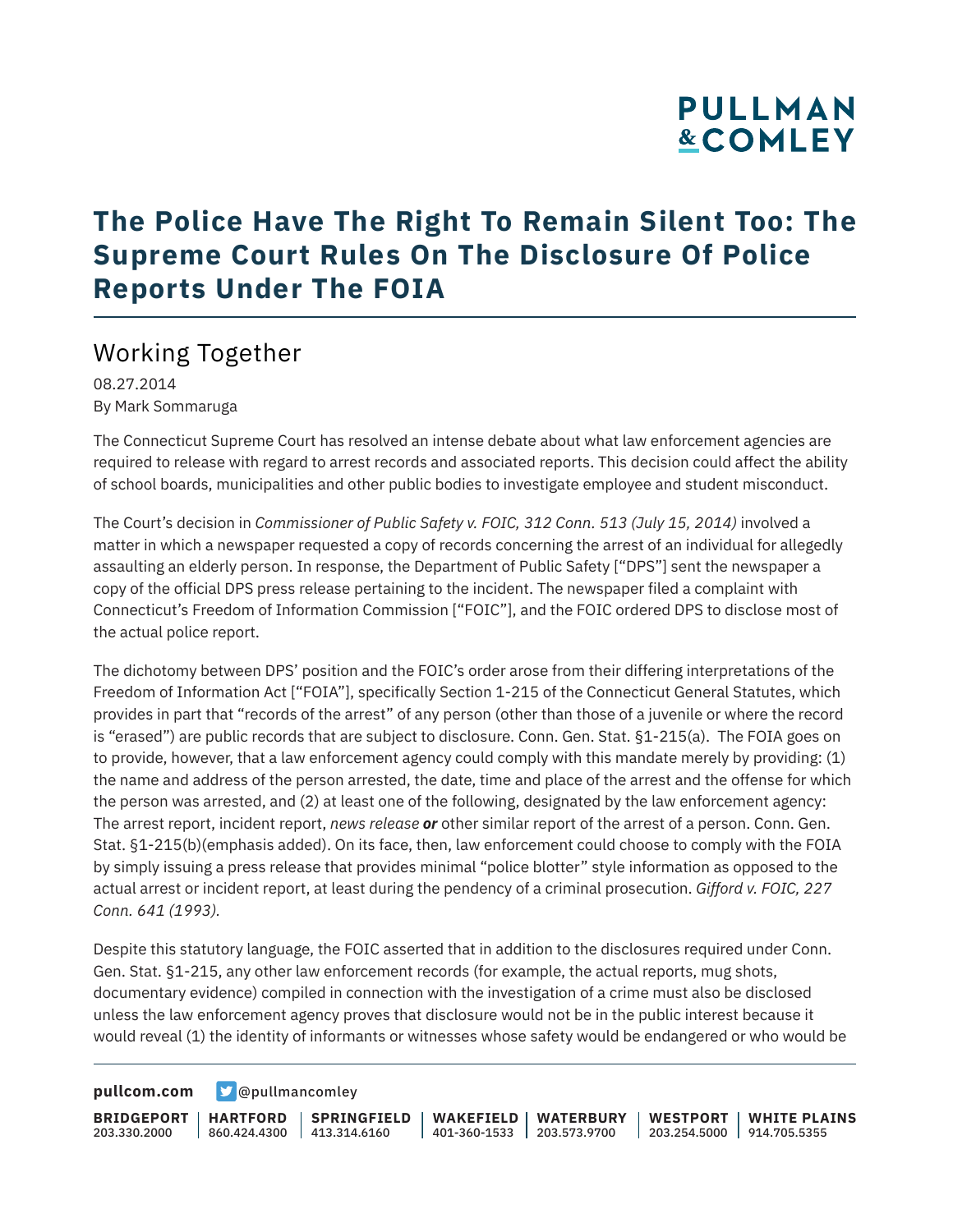# The Police Have The Right To Remain Silent Too: The Supreme Court Rules On The Disclosure Of Police Reports Under The FOIA

## Working Together

08.27.2014
By Mark Sommaruga

The Connecticut Supreme Court has resolved an intense debate about what law enforcement agencies are required to release with regard to arrest records and associated reports. This decision could affect the ability of school boards, municipalities and other public bodies to investigate employee and student misconduct.

The Court's decision in *Commissioner of Public Safety v. FOIC, 312 Conn. 513 (July 15, 2014)* involved a matter in which a newspaper requested a copy of records concerning the arrest of an individual for allegedly assaulting an elderly person. In response, the Department of Public Safety ["DPS"] sent the newspaper a copy of the official DPS press release pertaining to the incident. The newspaper filed a complaint with Connecticut's Freedom of Information Commission ["FOIC"], and the FOIC ordered DPS to disclose most of the actual police report.

The dichotomy between DPS' position and the FOIC's order arose from their differing interpretations of the Freedom of Information Act ["FOIA"], specifically Section 1-215 of the Connecticut General Statutes, which provides in part that "records of the arrest" of any person (other than those of a juvenile or where the record is "erased") are public records that are subject to disclosure. Conn. Gen. Stat. §1-215(a). The FOIA goes on to provide, however, that a law enforcement agency could comply with this mandate merely by providing: (1) the name and address of the person arrested, the date, time and place of the arrest and the offense for which the person was arrested, and (2) at least one of the following, designated by the law enforcement agency: The arrest report, incident report, *news release* ***or*** other similar report of the arrest of a person. Conn. Gen. Stat. §1-215(b)(emphasis added). On its face, then, law enforcement could choose to comply with the FOIA by simply issuing a press release that provides minimal "police blotter" style information as opposed to the actual arrest or incident report, at least during the pendency of a criminal prosecution. *Gifford v. FOIC, 227 Conn. 641 (1993).*

Despite this statutory language, the FOIC asserted that in addition to the disclosures required under Conn. Gen. Stat. §1-215, any other law enforcement records (for example, the actual reports, mug shots, documentary evidence) compiled in connection with the investigation of a crime must also be disclosed unless the law enforcement agency proves that disclosure would not be in the public interest because it would reveal (1) the identity of informants or witnesses whose safety would be endangered or who would be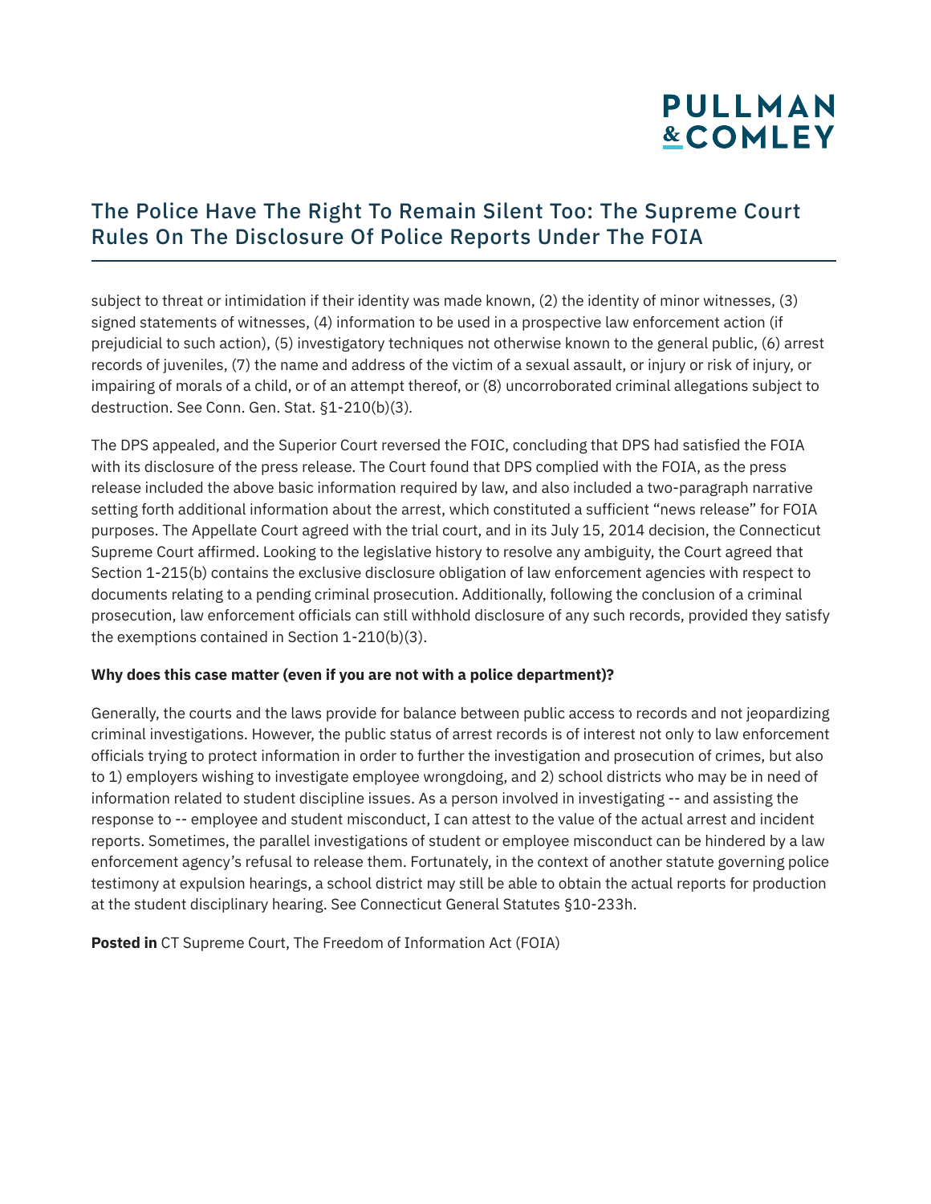subject to threat or intimidation if their identity was made known, (2) the identity of minor witnesses, (3) signed statements of witnesses, (4) information to be used in a prospective law enforcement action (if prejudicial to such action), (5) investigatory techniques not otherwise known to the general public, (6) arrest records of juveniles, (7) the name and address of the victim of a sexual assault, or injury or risk of injury, or impairing of morals of a child, or of an attempt thereof, or (8) uncorroborated criminal allegations subject to destruction. See Conn. Gen. Stat. §1-210(b)(3).

The DPS appealed, and the Superior Court reversed the FOIC, concluding that DPS had satisfied the FOIA with its disclosure of the press release. The Court found that DPS complied with the FOIA, as the press release included the above basic information required by law, and also included a two-paragraph narrative setting forth additional information about the arrest, which constituted a sufficient "news release" for FOIA purposes. The Appellate Court agreed with the trial court, and in its July 15, 2014 decision, the Connecticut Supreme Court affirmed. Looking to the legislative history to resolve any ambiguity, the Court agreed that Section 1-215(b) contains the exclusive disclosure obligation of law enforcement agencies with respect to documents relating to a pending criminal prosecution. Additionally, following the conclusion of a criminal prosecution, law enforcement officials can still withhold disclosure of any such records, provided they satisfy the exemptions contained in Section 1-210(b)(3).

**Why does this case matter (even if you are not with a police department)?**

Generally, the courts and the laws provide for balance between public access to records and not jeopardizing criminal investigations. However, the public status of arrest records is of interest not only to law enforcement officials trying to protect information in order to further the investigation and prosecution of crimes, but also to 1) employers wishing to investigate employee wrongdoing, and 2) school districts who may be in need of information related to student discipline issues. As a person involved in investigating -- and assisting the response to -- employee and student misconduct, I can attest to the value of the actual arrest and incident reports. Sometimes, the parallel investigations of student or employee misconduct can be hindered by a law enforcement agency's refusal to release them. Fortunately, in the context of another statute governing police testimony at expulsion hearings, a school district may still be able to obtain the actual reports for production at the student disciplinary hearing. See Connecticut General Statutes §10-233h.

**Posted in** CT Supreme Court, The Freedom of Information Act (FOIA)